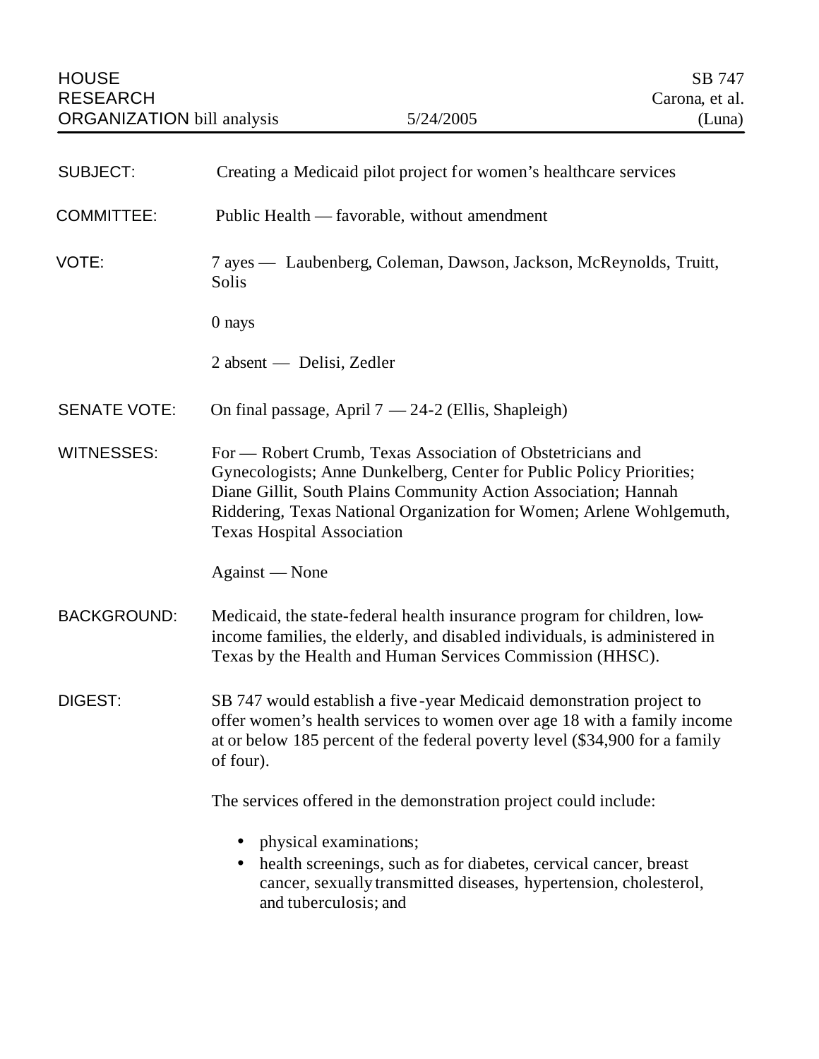HOUSE RESEARCH ORGANIZATION bill analysis

5/24/2005

SB 747
Carona, et al.
(Luna)

**SUBJECT:** Creating a Medicaid pilot project for women's healthcare services

**COMMITTEE:** Public Health — favorable, without amendment

**VOTE:** 7 ayes — Laubenberg, Coleman, Dawson, Jackson, McReynolds, Truitt, Solis

0 nays

2 absent — Delisi, Zedler

**SENATE VOTE:** On final passage, April 7 — 24-2 (Ellis, Shapleigh)

**WITNESSES:** For — Robert Crumb, Texas Association of Obstetricians and Gynecologists; Anne Dunkelberg, Center for Public Policy Priorities; Diane Gillit, South Plains Community Action Association; Hannah Riddering, Texas National Organization for Women; Arlene Wohlgemuth, Texas Hospital Association

Against — None

**BACKGROUND:** Medicaid, the state-federal health insurance program for children, low-income families, the elderly, and disabled individuals, is administered in Texas by the Health and Human Services Commission (HHSC).

**DIGEST:** SB 747 would establish a five-year Medicaid demonstration project to offer women's health services to women over age 18 with a family income at or below 185 percent of the federal poverty level ($34,900 for a family of four).

The services offered in the demonstration project could include:

- physical examinations;
- health screenings, such as for diabetes, cervical cancer, breast cancer, sexually transmitted diseases, hypertension, cholesterol, and tuberculosis; and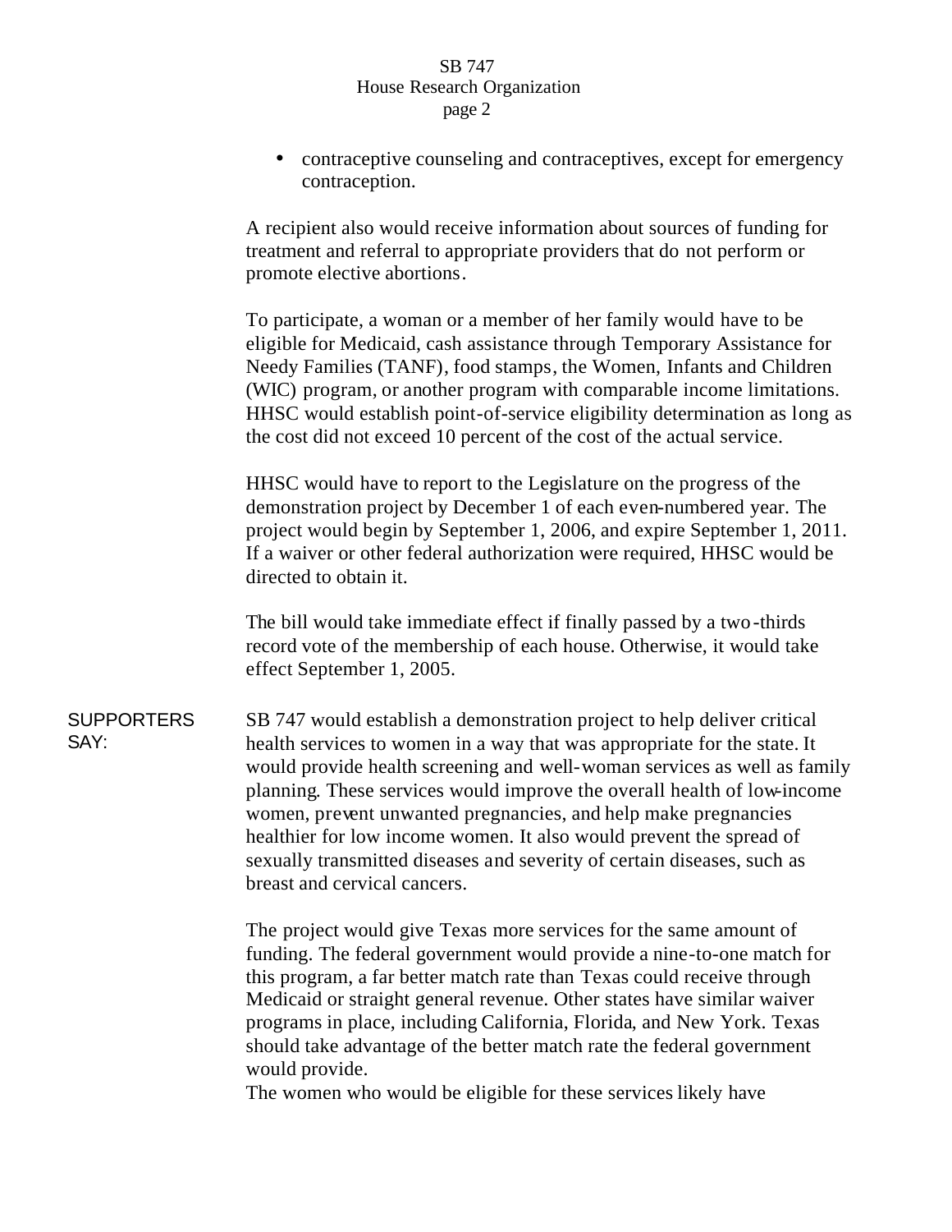- contraceptive counseling and contraceptives, except for emergency contraception.

A recipient also would receive information about sources of funding for treatment and referral to appropriate providers that do not perform or promote elective abortions.

To participate, a woman or a member of her family would have to be eligible for Medicaid, cash assistance through Temporary Assistance for Needy Families (TANF), food stamps, the Women, Infants and Children (WIC) program, or another program with comparable income limitations. HHSC would establish point-of-service eligibility determination as long as the cost did not exceed 10 percent of the cost of the actual service.

HHSC would have to report to the Legislature on the progress of the demonstration project by December 1 of each even-numbered year. The project would begin by September 1, 2006, and expire September 1, 2011. If a waiver or other federal authorization were required, HHSC would be directed to obtain it.

The bill would take immediate effect if finally passed by a two-thirds record vote of the membership of each house. Otherwise, it would take effect September 1, 2005.

**SUPPORTERS SAY:**

SB 747 would establish a demonstration project to help deliver critical health services to women in a way that was appropriate for the state. It would provide health screening and well-woman services as well as family planning. These services would improve the overall health of low-income women, prevent unwanted pregnancies, and help make pregnancies healthier for low income women. It also would prevent the spread of sexually transmitted diseases and severity of certain diseases, such as breast and cervical cancers.

The project would give Texas more services for the same amount of funding. The federal government would provide a nine-to-one match for this program, a far better match rate than Texas could receive through Medicaid or straight general revenue. Other states have similar waiver programs in place, including California, Florida, and New York. Texas should take advantage of the better match rate the federal government would provide.

The women who would be eligible for these services likely have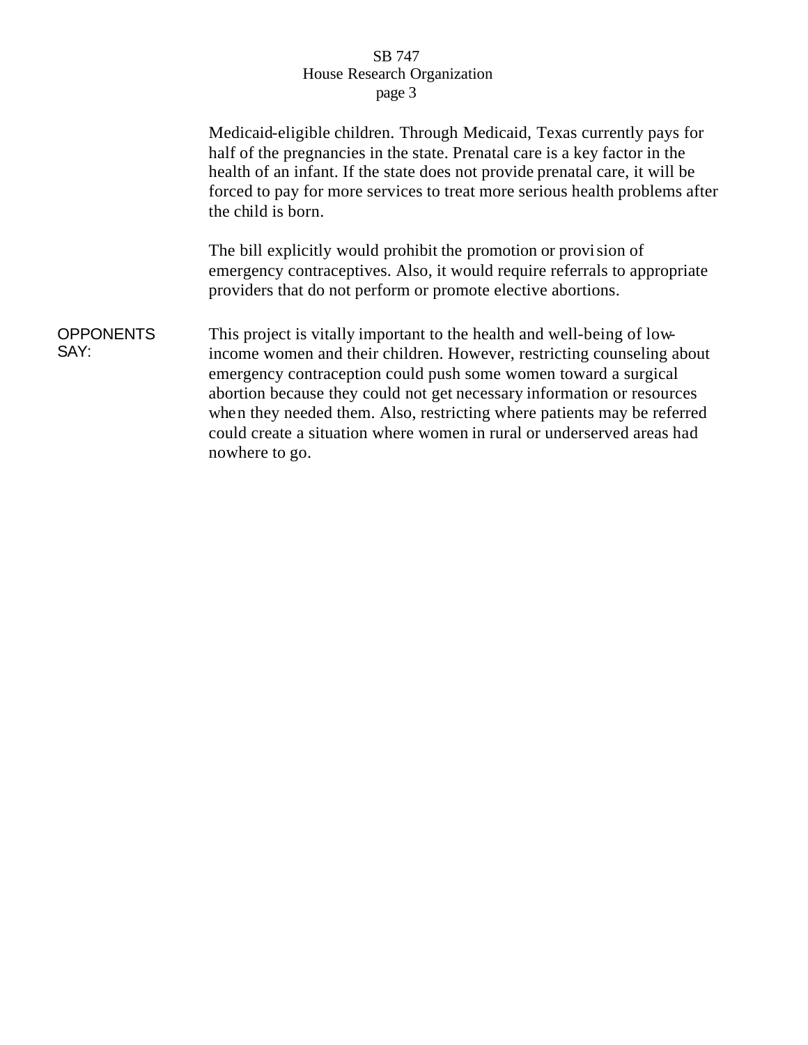Medicaid-eligible children. Through Medicaid, Texas currently pays for half of the pregnancies in the state. Prenatal care is a key factor in the health of an infant. If the state does not provide prenatal care, it will be forced to pay for more services to treat more serious health problems after the child is born.

The bill explicitly would prohibit the promotion or provision of emergency contraceptives. Also, it would require referrals to appropriate providers that do not perform or promote elective abortions.

**OPPONENTS SAY:**

This project is vitally important to the health and well-being of low-income women and their children. However, restricting counseling about emergency contraception could push some women toward a surgical abortion because they could not get necessary information or resources when they needed them. Also, restricting where patients may be referred could create a situation where women in rural or underserved areas had nowhere to go.